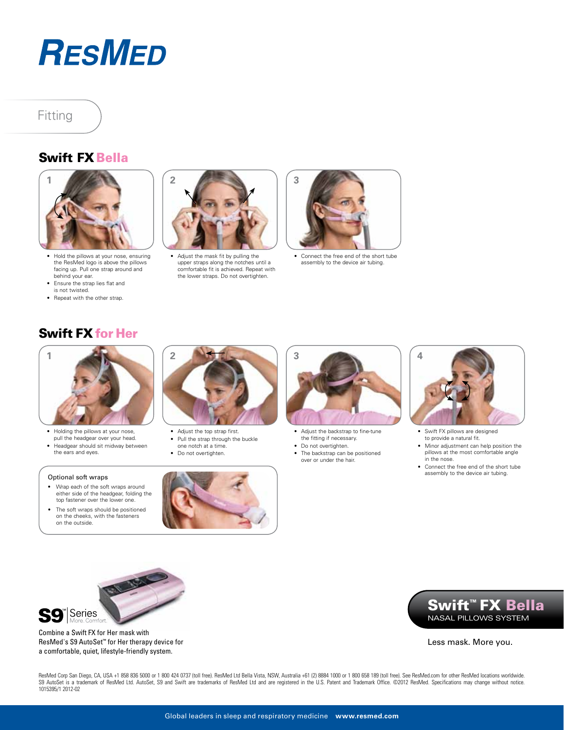# ResMed

## Fitting

## Swift FX Bella

**1**

- Hold the pillows at your nose, ensuring the ResMed logo is above the pillows facing up. Pull one strap around and behind your ear.
- Ensure the strap lies flat and is not twisted.
- Repeat with the other strap.

**2**

- Adjust the mask fit by pulling the upper straps along the notches until a comfortable fit is achieved. Repeat with the lower straps. Do not overtighten.

**3**

- Connect the free end of the short tube assembly to the device air tubing.

## Swift FX for Her

**1**

- Holding the pillows at your nose, pull the headgear over your head.
- Headgear should sit midway between the ears and eyes.

**2**

- Adjust the top strap first.
- Pull the strap through the buckle one notch at a time.
- Do not overtighten.

**3**

- Adjust the backstrap to fine-tune the fitting if necessary.
- Do not overtighten.
- The backstrap can be positioned over or under the hair.

**4**

- Swift FX pillows are designed to provide a natural fit.
- Minor adjustment can help position the pillows at the most comfortable angle in the nose.
- Connect the free end of the short tube assembly to the device air tubing.

### Optional soft wraps

- Wrap each of the soft wraps around either side of the headgear, folding the top fastener over the lower one.
- The soft wraps should be positioned on the cheeks, with the fasteners on the outside.

S9™ Series More. Comfort.

Combine a Swift FX for Her mask with ResMed's S9 AutoSet™ for Her therapy device for a comfortable, quiet, lifestyle-friendly system.

**Swift™ FX Bella**
NASAL PILLOWS SYSTEM

Less mask. More you.

ResMed Corp San Diego, CA, USA +1 858 836 5000 or 1 800 424 0737 (toll free). ResMed Ltd Bella Vista, NSW, Australia +61 (2) 8884 1000 or 1 800 658 189 (toll free). See ResMed.com for other ResMed locations worldwide. S9 AutoSet is a trademark of ResMed Ltd. AutoSet, S9 and Swift are trademarks of ResMed Ltd and are registered in the U.S. Patent and Trademark Office. ©2012 ResMed. Specifications may change without notice. 1015395/1 2012-02

Global leaders in sleep and respiratory medicine **www.resmed.com**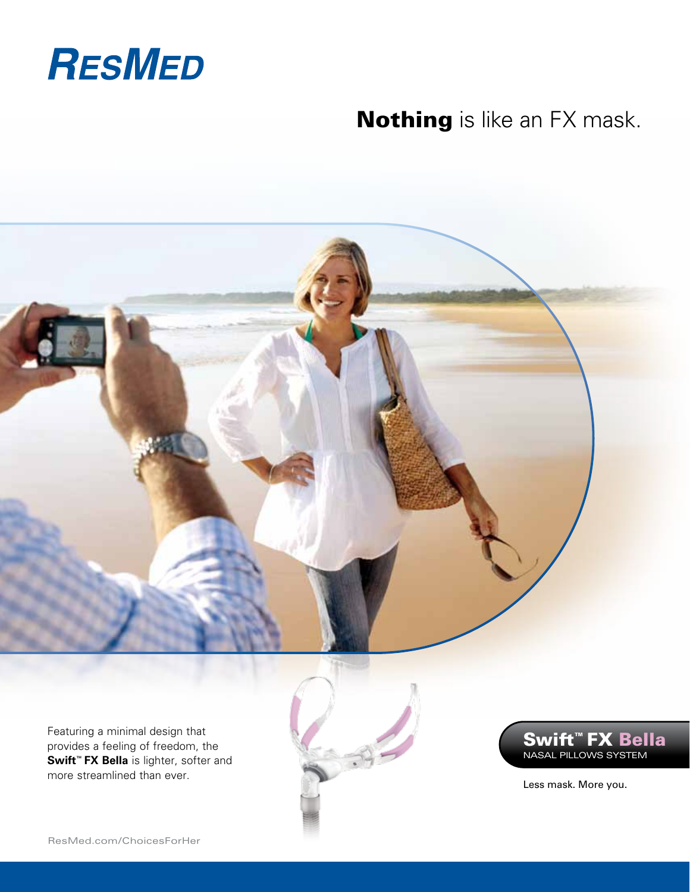RESMED

# **Nothing** is like an FX mask.

Featuring a minimal design that provides a feeling of freedom, the **Swift™ FX Bella** is lighter, softer and more streamlined than ever.

**Swift™ FX Bella**
NASAL PILLOWS SYSTEM

Less mask. More you.

ResMed.com/ChoicesForHer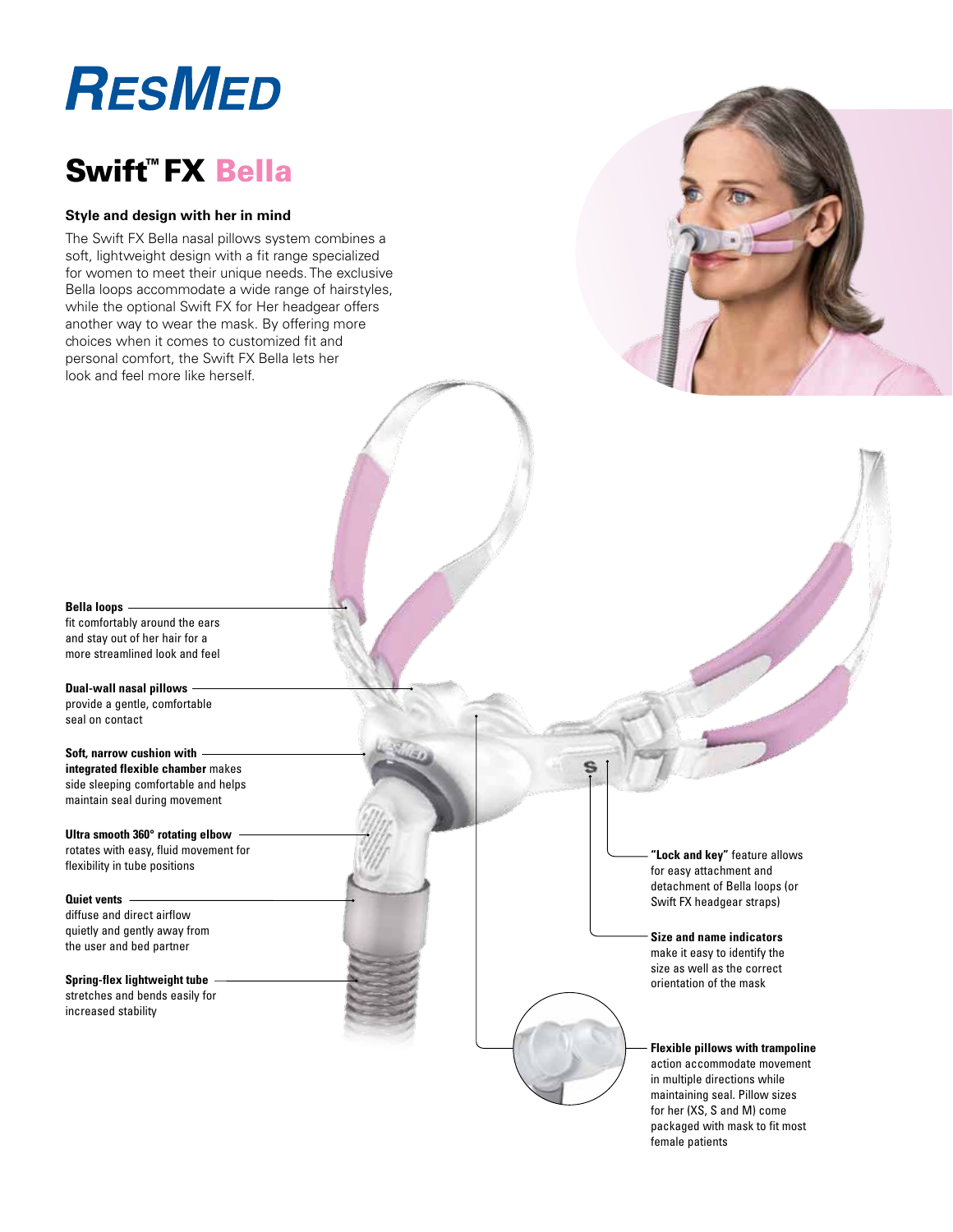# ResMed

## Swift™ FX Bella

### Style and design with her in mind

The Swift FX Bella nasal pillows system combines a soft, lightweight design with a fit range specialized for women to meet their unique needs. The exclusive Bella loops accommodate a wide range of hairstyles, while the optional Swift FX for Her headgear offers another way to wear the mask. By offering more choices when it comes to customized fit and personal comfort, the Swift FX Bella lets her look and feel more like herself.

**Bella loops** fit comfortably around the ears and stay out of her hair for a more streamlined look and feel

**Dual-wall nasal pillows** provide a gentle, comfortable seal on contact

**Soft, narrow cushion with integrated flexible chamber** makes side sleeping comfortable and helps maintain seal during movement

**Ultra smooth 360° rotating elbow** rotates with easy, fluid movement for flexibility in tube positions

**Quiet vents** diffuse and direct airflow quietly and gently away from the user and bed partner

**Spring-flex lightweight tube** stretches and bends easily for increased stability

**"Lock and key"** feature allows for easy attachment and detachment of Bella loops (or Swift FX headgear straps)

**Size and name indicators** make it easy to identify the size as well as the correct orientation of the mask

**Flexible pillows with trampoline** action accommodate movement in multiple directions while maintaining seal. Pillow sizes for her (XS, S and M) come packaged with mask to fit most female patients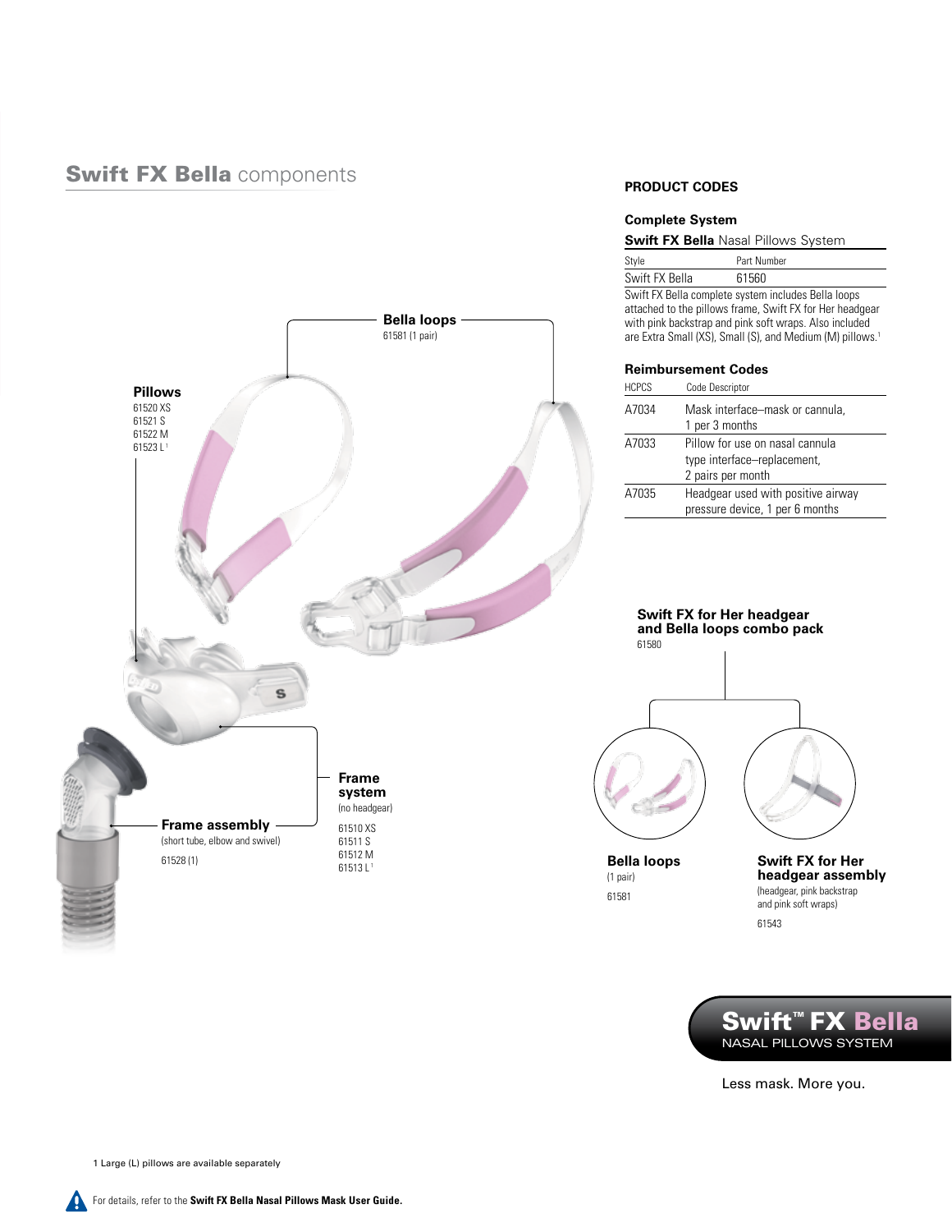## **Swift FX Bella** components

**Bella loops**
61581 (1 pair)

**Pillows**
61520 XS
61521 S
61522 M
61523 L[1]

**Frame system**
(no headgear)
61510 XS
61511 S
61512 M
61513 L[1]

**Frame assembly**
(short tube, elbow and swivel)
61528 (1)

### PRODUCT CODES

#### Complete System

**Swift FX Bella** Nasal Pillows System

| Style | Part Number |
|---|---|
| Swift FX Bella | 61560 |

Swift FX Bella complete system includes Bella loops attached to the pillows frame, Swift FX for Her headgear with pink backstrap and pink soft wraps. Also included are Extra Small (XS), Small (S), and Medium (M) pillows.[1]

#### Reimbursement Codes

| HCPCS | Code Descriptor |
|---|---|
| A7034 | Mask interface–mask or cannula, 1 per 3 months |
| A7033 | Pillow for use on nasal cannula type interface–replacement, 2 pairs per month |
| A7035 | Headgear used with positive airway pressure device, 1 per 6 months |

**Swift FX for Her headgear and Bella loops combo pack**
61580

**Bella loops**
(1 pair)
61581

**Swift FX for Her headgear assembly**
(headgear, pink backstrap and pink soft wraps)
61543

**Swift™ FX Bella**
NASAL PILLOWS SYSTEM

Less mask. More you.

1 Large (L) pillows are available separately

For details, refer to the **Swift FX Bella Nasal Pillows Mask User Guide.**